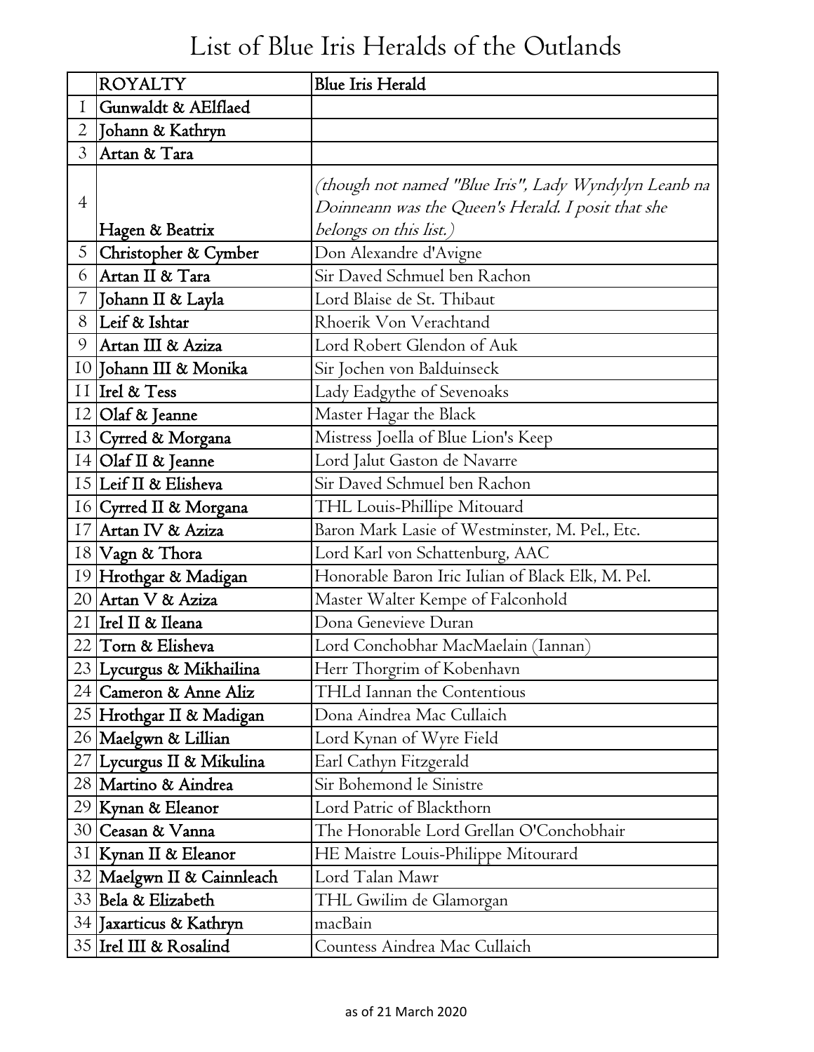# List of Blue Iris Heralds of the Outlands

| | ROYALTY | Blue Iris Herald |
|---|---|---|
| 1 | Gunwaldt & AElflaed | |
| 2 | Johann & Kathryn | |
| 3 | Artan & Tara | |
| 4 | Hagen & Beatrix | *(though not named "Blue Iris", Lady Wyndylyn Leanb na Doinneann was the Queen's Herald. I posit that she belongs on this list.)* |
| 5 | Christopher & Cymber | Don Alexandre d'Avigne |
| 6 | Artan II & Tara | Sir Daved Schmuel ben Rachon |
| 7 | Johann II & Layla | Lord Blaise de St. Thibaut |
| 8 | Leif & Ishtar | Rhoerik Von Verachtand |
| 9 | Artan III & Aziza | Lord Robert Glendon of Auk |
| 10 | Johann III & Monika | Sir Jochen von Balduinseck |
| 11 | Irel & Tess | Lady Eadgythe of Sevenoaks |
| 12 | Olaf & Jeanne | Master Hagar the Black |
| 13 | Cyrred & Morgana | Mistress Joella of Blue Lion's Keep |
| 14 | Olaf II & Jeanne | Lord Jalut Gaston de Navarre |
| 15 | Leif II & Elisheva | Sir Daved Schmuel ben Rachon |
| 16 | Cyrred II & Morgana | THL Louis-Phillipe Mitouard |
| 17 | Artan IV & Aziza | Baron Mark Lasie of Westminster, M. Pel., Etc. |
| 18 | Vagn & Thora | Lord Karl von Schattenburg, AAC |
| 19 | Hrothgar & Madigan | Honorable Baron Iric Iulian of Black Elk, M. Pel. |
| 20 | Artan V & Aziza | Master Walter Kempe of Falconhold |
| 21 | Irel II & Ileana | Dona Genevieve Duran |
| 22 | Torn & Elisheva | Lord Conchobhar MacMaelain (Iannan) |
| 23 | Lycurgus & Mikhailina | Herr Thorgrim of Kobenhavn |
| 24 | Cameron & Anne Aliz | THLd Iannan the Contentious |
| 25 | Hrothgar II & Madigan | Dona Aindrea Mac Cullaich |
| 26 | Maelgwn & Lillian | Lord Kynan of Wyre Field |
| 27 | Lycurgus II & Mikulina | Earl Cathyn Fitzgerald |
| 28 | Martino & Aindrea | Sir Bohemond le Sinistre |
| 29 | Kynan & Eleanor | Lord Patric of Blackthorn |
| 30 | Ceasan & Vanna | The Honorable Lord Grellan O'Conchobhair |
| 31 | Kynan II & Eleanor | HE Maistre Louis-Philippe Mitourard |
| 32 | Maelgwn II & Cainnleach | Lord Talan Mawr |
| 33 | Bela & Elizabeth | THL Gwilim de Glamorgan |
| 34 | Jaxarticus & Kathryn | macBain |
| 35 | Irel III & Rosalind | Countess Aindrea Mac Cullaich |

as of 21 March 2020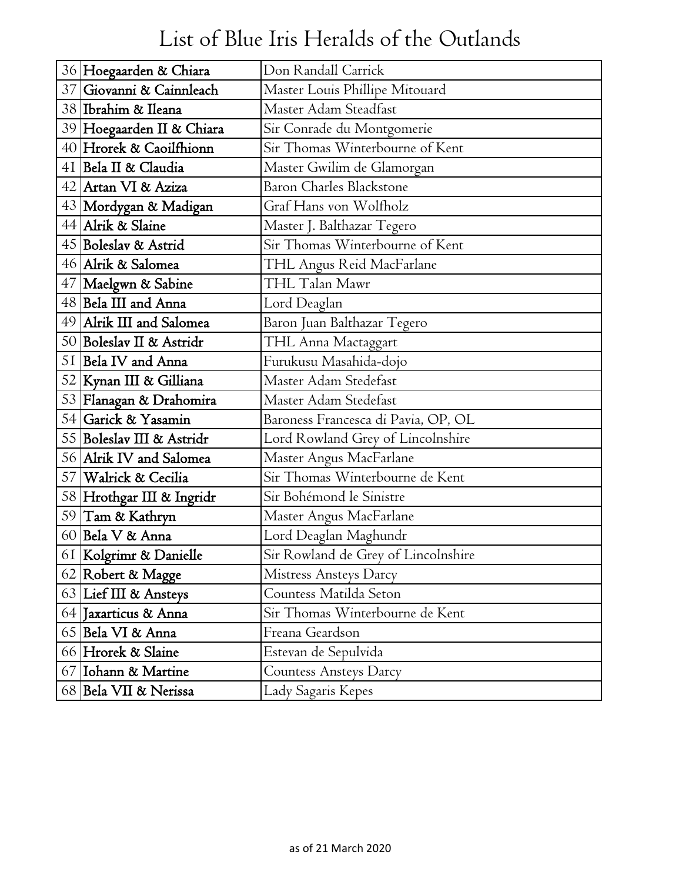# List of Blue Iris Heralds of the Outlands

| | | |
|---|---|---|
| 36 | **Hoegaarden & Chiara** | Don Randall Carrick |
| 37 | **Giovanni & Cainnleach** | Master Louis Phillipe Mitouard |
| 38 | **Ibrahim & Ileana** | Master Adam Steadfast |
| 39 | **Hoegaarden II & Chiara** | Sir Conrade du Montgomerie |
| 40 | **Hrorek & Caoilfhionn** | Sir Thomas Winterbourne of Kent |
| 41 | **Bela II & Claudia** | Master Gwilim de Glamorgan |
| 42 | **Artan VI & Aziza** | Baron Charles Blackstone |
| 43 | **Mordygan & Madigan** | Graf Hans von Wolfholz |
| 44 | **Alrik & Slaine** | Master J. Balthazar Tegero |
| 45 | **Boleslav & Astrid** | Sir Thomas Winterbourne of Kent |
| 46 | **Alrik & Salomea** | THL Angus Reid MacFarlane |
| 47 | **Maelgwn & Sabine** | THL Talan Mawr |
| 48 | **Bela III and Anna** | Lord Deaglan |
| 49 | **Alrik III and Salomea** | Baron Juan Balthazar Tegero |
| 50 | **Boleslav II & Astridr** | THL Anna Mactaggart |
| 51 | **Bela IV and Anna** | Furukusu Masahida-dojo |
| 52 | **Kynan III & Gilliana** | Master Adam Stedefast |
| 53 | **Flanagan & Drahomira** | Master Adam Stedefast |
| 54 | **Garick & Yasamin** | Baroness Francesca di Pavia, OP, OL |
| 55 | **Boleslav III & Astridr** | Lord Rowland Grey of Lincolnshire |
| 56 | **Alrik IV and Salomea** | Master Angus MacFarlane |
| 57 | **Walrick & Cecilia** | Sir Thomas Winterbourne de Kent |
| 58 | **Hrothgar III & Ingridr** | Sir Bohémond le Sinistre |
| 59 | **Tam & Kathryn** | Master Angus MacFarlane |
| 60 | **Bela V & Anna** | Lord Deaglan Maghundr |
| 61 | **Kolgrimr & Danielle** | Sir Rowland de Grey of Lincolnshire |
| 62 | **Robert & Magge** | Mistress Ansteys Darcy |
| 63 | **Lief III & Ansteys** | Countess Matilda Seton |
| 64 | **Jaxarticus & Anna** | Sir Thomas Winterbourne de Kent |
| 65 | **Bela VI & Anna** | Freana Geardson |
| 66 | **Hrorek & Slaine** | Estevan de Sepulvida |
| 67 | **Iohann & Martine** | Countess Ansteys Darcy |
| 68 | **Bela VII & Nerissa** | Lady Sagaris Kepes |

as of 21 March 2020